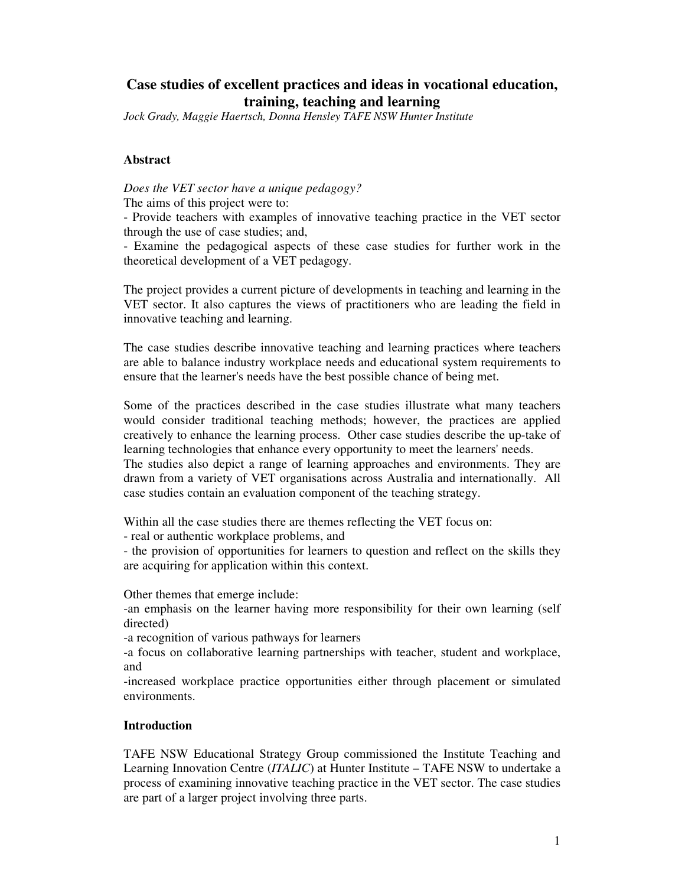# Case studies of excellent practices and ideas in vocational education, training, teaching and learning

*Jock Grady, Maggie Haertsch, Donna Hensley TAFE NSW Hunter Institute*

## Abstract

*Does the VET sector have a unique pedagogy?*

The aims of this project were to:

- Provide teachers with examples of innovative teaching practice in the VET sector through the use of case studies; and,
- Examine the pedagogical aspects of these case studies for further work in the theoretical development of a VET pedagogy.

The project provides a current picture of developments in teaching and learning in the VET sector. It also captures the views of practitioners who are leading the field in innovative teaching and learning.

The case studies describe innovative teaching and learning practices where teachers are able to balance industry workplace needs and educational system requirements to ensure that the learner's needs have the best possible chance of being met.

Some of the practices described in the case studies illustrate what many teachers would consider traditional teaching methods; however, the practices are applied creatively to enhance the learning process. Other case studies describe the up-take of learning technologies that enhance every opportunity to meet the learners' needs.
The studies also depict a range of learning approaches and environments. They are drawn from a variety of VET organisations across Australia and internationally. All case studies contain an evaluation component of the teaching strategy.

Within all the case studies there are themes reflecting the VET focus on:

- real or authentic workplace problems, and
- the provision of opportunities for learners to question and reflect on the skills they are acquiring for application within this context.

Other themes that emerge include:

- an emphasis on the learner having more responsibility for their own learning (self directed)
- a recognition of various pathways for learners
- a focus on collaborative learning partnerships with teacher, student and workplace, and
- increased workplace practice opportunities either through placement or simulated environments.

## Introduction

TAFE NSW Educational Strategy Group commissioned the Institute Teaching and Learning Innovation Centre (*ITALIC*) at Hunter Institute – TAFE NSW to undertake a process of examining innovative teaching practice in the VET sector. The case studies are part of a larger project involving three parts.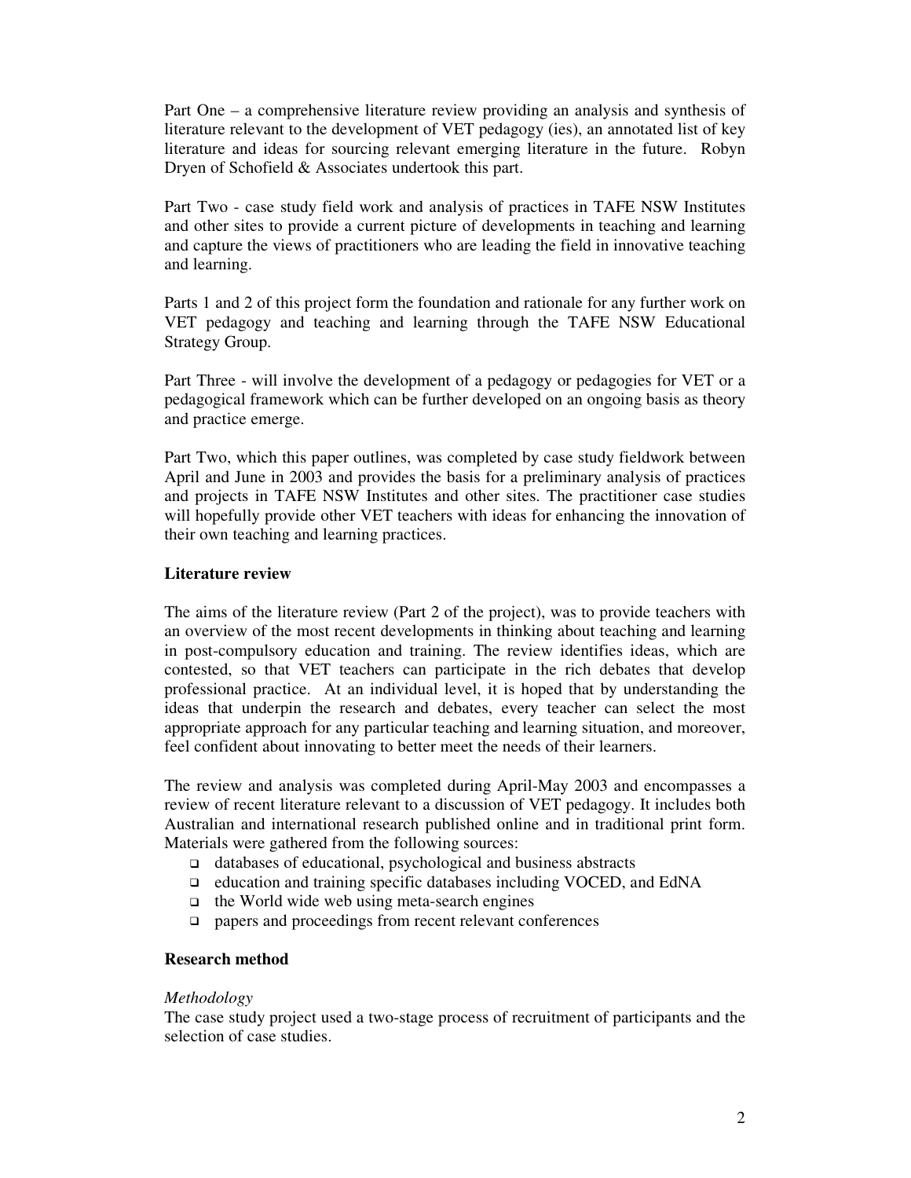Part One – a comprehensive literature review providing an analysis and synthesis of literature relevant to the development of VET pedagogy (ies), an annotated list of key literature and ideas for sourcing relevant emerging literature in the future. Robyn Dryen of Schofield & Associates undertook this part.

Part Two - case study field work and analysis of practices in TAFE NSW Institutes and other sites to provide a current picture of developments in teaching and learning and capture the views of practitioners who are leading the field in innovative teaching and learning.

Parts 1 and 2 of this project form the foundation and rationale for any further work on VET pedagogy and teaching and learning through the TAFE NSW Educational Strategy Group.

Part Three - will involve the development of a pedagogy or pedagogies for VET or a pedagogical framework which can be further developed on an ongoing basis as theory and practice emerge.

Part Two, which this paper outlines, was completed by case study fieldwork between April and June in 2003 and provides the basis for a preliminary analysis of practices and projects in TAFE NSW Institutes and other sites. The practitioner case studies will hopefully provide other VET teachers with ideas for enhancing the innovation of their own teaching and learning practices.

**Literature review**

The aims of the literature review (Part 2 of the project), was to provide teachers with an overview of the most recent developments in thinking about teaching and learning in post-compulsory education and training. The review identifies ideas, which are contested, so that VET teachers can participate in the rich debates that develop professional practice. At an individual level, it is hoped that by understanding the ideas that underpin the research and debates, every teacher can select the most appropriate approach for any particular teaching and learning situation, and moreover, feel confident about innovating to better meet the needs of their learners.

The review and analysis was completed during April-May 2003 and encompasses a review of recent literature relevant to a discussion of VET pedagogy. It includes both Australian and international research published online and in traditional print form. Materials were gathered from the following sources:

- databases of educational, psychological and business abstracts
- education and training specific databases including VOCED, and EdNA
- the World wide web using meta-search engines
- papers and proceedings from recent relevant conferences

**Research method**

*Methodology*

The case study project used a two-stage process of recruitment of participants and the selection of case studies.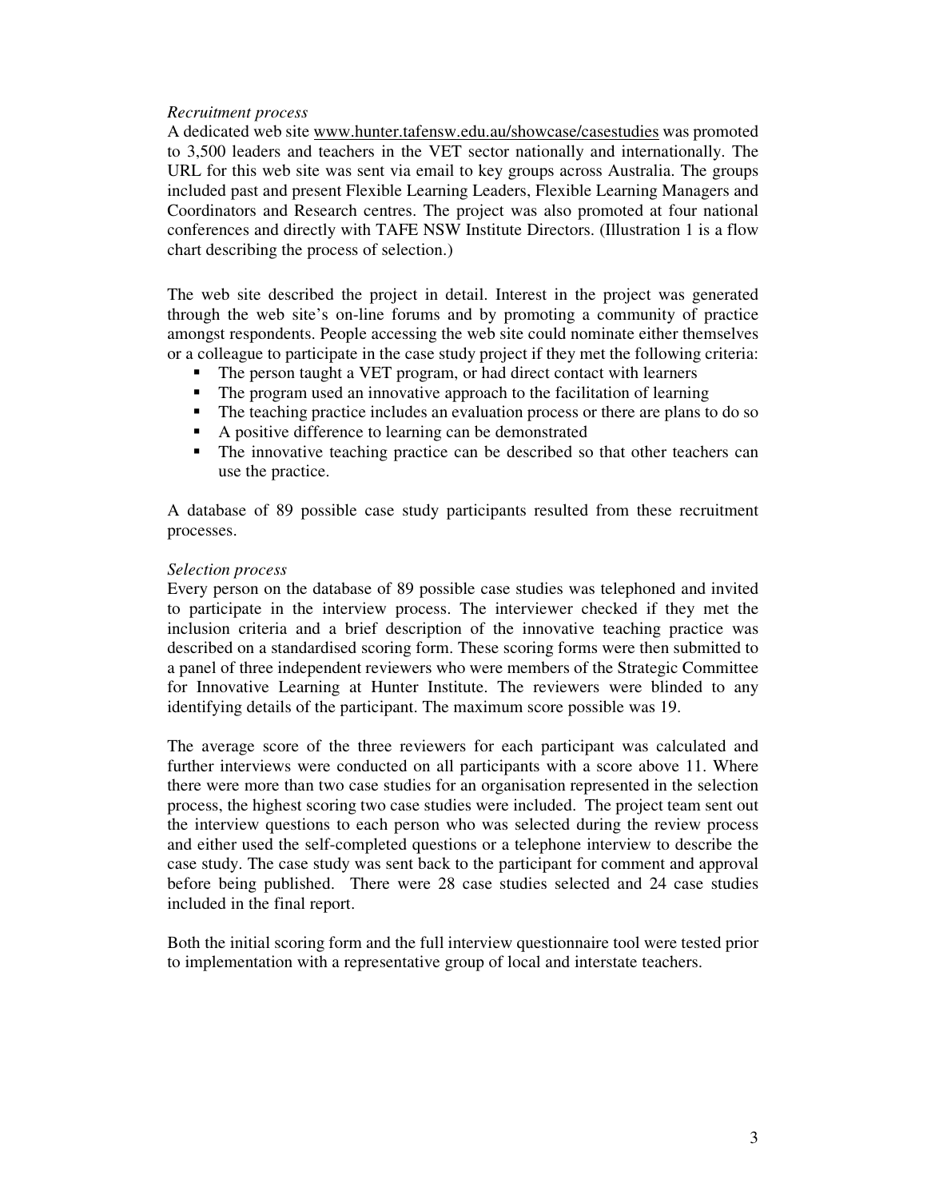*Recruitment process*

A dedicated web site www.hunter.tafensw.edu.au/showcase/casestudies was promoted to 3,500 leaders and teachers in the VET sector nationally and internationally. The URL for this web site was sent via email to key groups across Australia. The groups included past and present Flexible Learning Leaders, Flexible Learning Managers and Coordinators and Research centres. The project was also promoted at four national conferences and directly with TAFE NSW Institute Directors. (Illustration 1 is a flow chart describing the process of selection.)

The web site described the project in detail. Interest in the project was generated through the web site's on-line forums and by promoting a community of practice amongst respondents. People accessing the web site could nominate either themselves or a colleague to participate in the case study project if they met the following criteria:

- The person taught a VET program, or had direct contact with learners
- The program used an innovative approach to the facilitation of learning
- The teaching practice includes an evaluation process or there are plans to do so
- A positive difference to learning can be demonstrated
- The innovative teaching practice can be described so that other teachers can use the practice.

A database of 89 possible case study participants resulted from these recruitment processes.

*Selection process*

Every person on the database of 89 possible case studies was telephoned and invited to participate in the interview process. The interviewer checked if they met the inclusion criteria and a brief description of the innovative teaching practice was described on a standardised scoring form. These scoring forms were then submitted to a panel of three independent reviewers who were members of the Strategic Committee for Innovative Learning at Hunter Institute. The reviewers were blinded to any identifying details of the participant. The maximum score possible was 19.

The average score of the three reviewers for each participant was calculated and further interviews were conducted on all participants with a score above 11. Where there were more than two case studies for an organisation represented in the selection process, the highest scoring two case studies were included. The project team sent out the interview questions to each person who was selected during the review process and either used the self-completed questions or a telephone interview to describe the case study. The case study was sent back to the participant for comment and approval before being published. There were 28 case studies selected and 24 case studies included in the final report.

Both the initial scoring form and the full interview questionnaire tool were tested prior to implementation with a representative group of local and interstate teachers.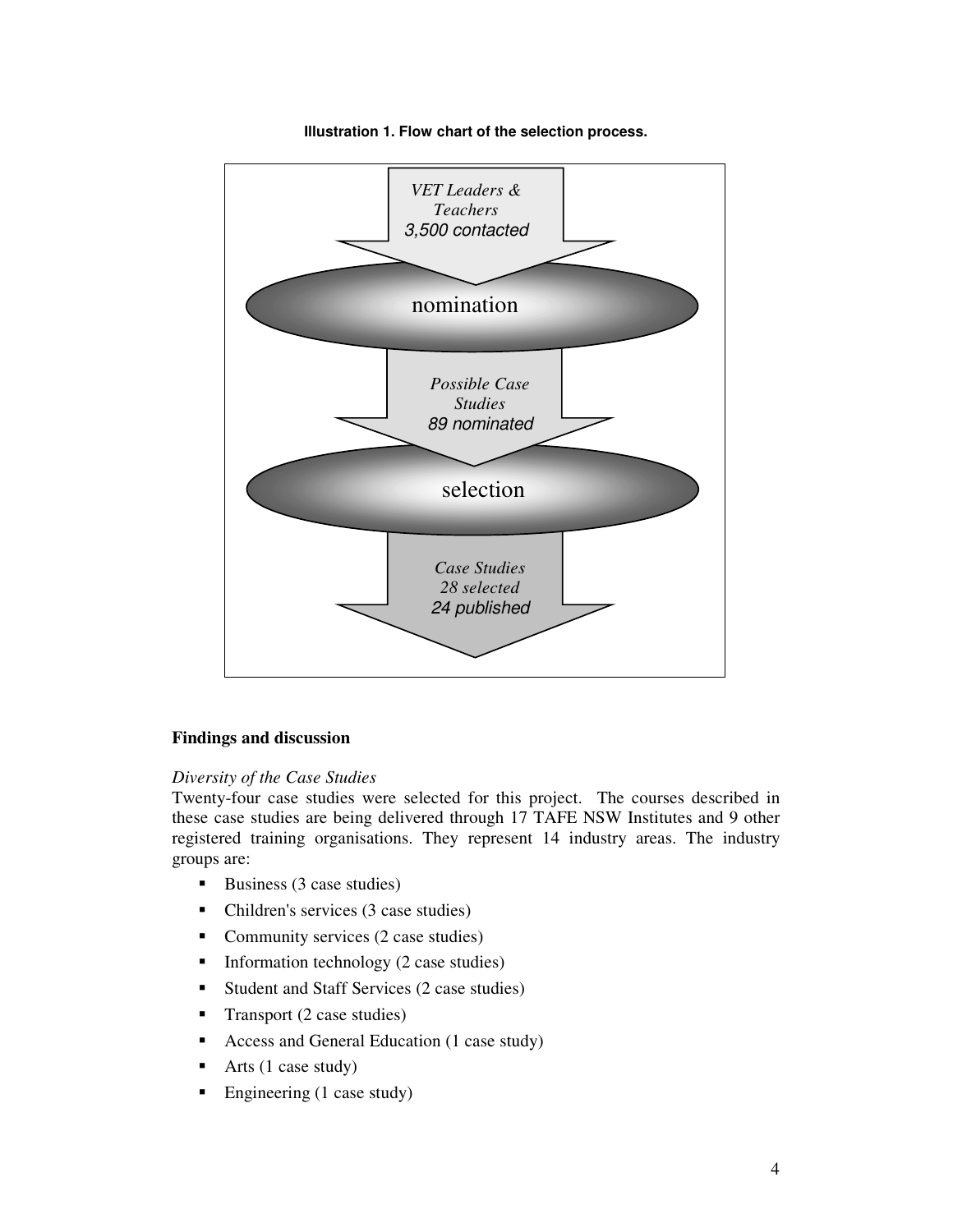**Illustration 1. Flow chart of the selection process.**

*VET Leaders & Teachers*
*3,500 contacted*

nomination

*Possible Case Studies*
*89 nominated*

selection

*Case Studies*
*28 selected*
*24 published*

**Findings and discussion**

*Diversity of the Case Studies*

Twenty-four case studies were selected for this project. The courses described in these case studies are being delivered through 17 TAFE NSW Institutes and 9 other registered training organisations. They represent 14 industry areas. The industry groups are:

- Business (3 case studies)
- Children's services (3 case studies)
- Community services (2 case studies)
- Information technology (2 case studies)
- Student and Staff Services (2 case studies)
- Transport (2 case studies)
- Access and General Education (1 case study)
- Arts (1 case study)
- Engineering (1 case study)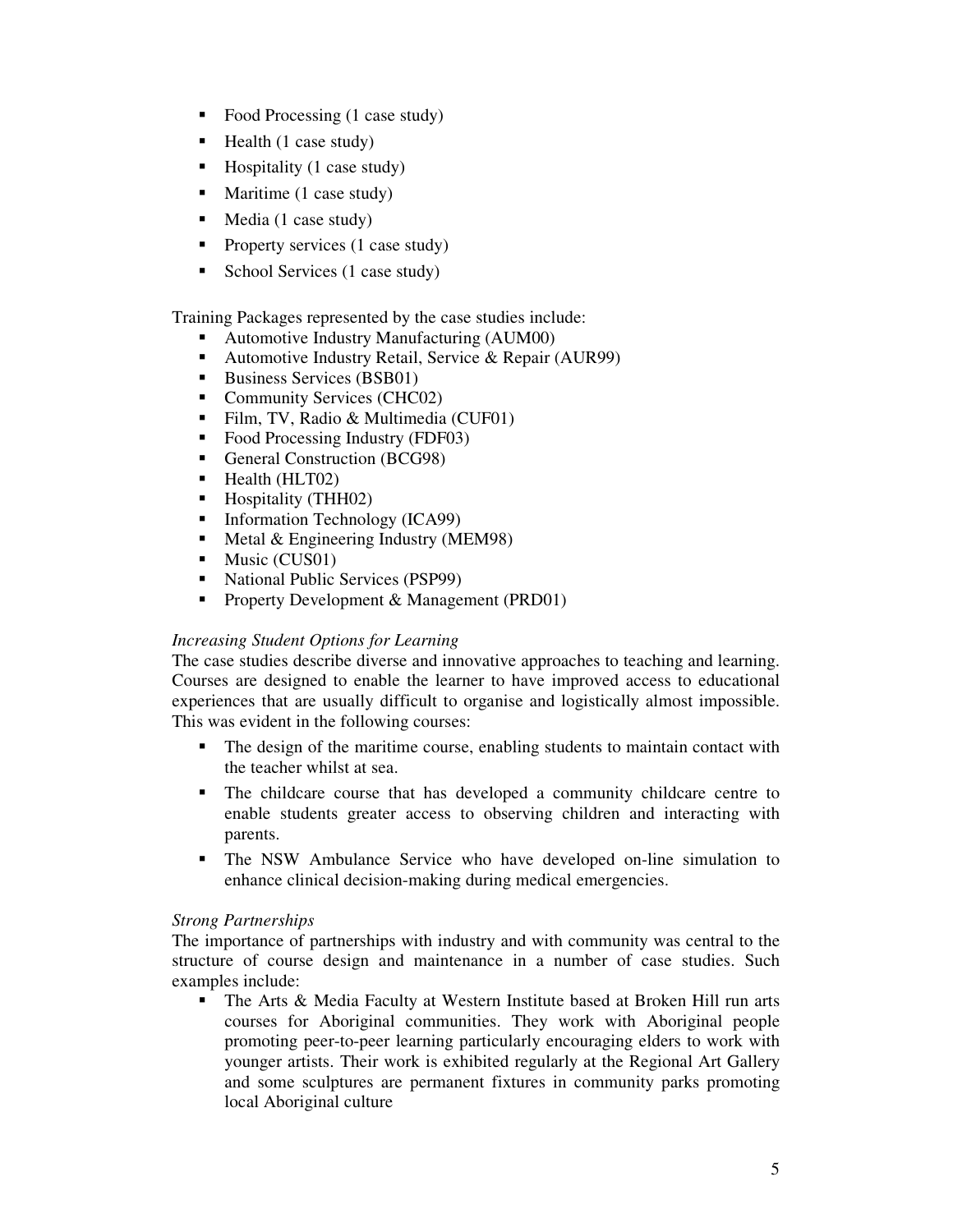- Food Processing (1 case study)
- Health (1 case study)
- Hospitality (1 case study)
- Maritime (1 case study)
- Media (1 case study)
- Property services (1 case study)
- School Services (1 case study)

Training Packages represented by the case studies include:

- Automotive Industry Manufacturing (AUM00)
- Automotive Industry Retail, Service & Repair (AUR99)
- Business Services (BSB01)
- Community Services (CHC02)
- Film, TV, Radio & Multimedia (CUF01)
- Food Processing Industry (FDF03)
- General Construction (BCG98)
- Health (HLT02)
- Hospitality (THH02)
- Information Technology (ICA99)
- Metal & Engineering Industry (MEM98)
- Music (CUS01)
- National Public Services (PSP99)
- Property Development & Management (PRD01)

*Increasing Student Options for Learning*

The case studies describe diverse and innovative approaches to teaching and learning. Courses are designed to enable the learner to have improved access to educational experiences that are usually difficult to organise and logistically almost impossible. This was evident in the following courses:

- The design of the maritime course, enabling students to maintain contact with the teacher whilst at sea.
- The childcare course that has developed a community childcare centre to enable students greater access to observing children and interacting with parents.
- The NSW Ambulance Service who have developed on-line simulation to enhance clinical decision-making during medical emergencies.

*Strong Partnerships*

The importance of partnerships with industry and with community was central to the structure of course design and maintenance in a number of case studies. Such examples include:

- The Arts & Media Faculty at Western Institute based at Broken Hill run arts courses for Aboriginal communities. They work with Aboriginal people promoting peer-to-peer learning particularly encouraging elders to work with younger artists. Their work is exhibited regularly at the Regional Art Gallery and some sculptures are permanent fixtures in community parks promoting local Aboriginal culture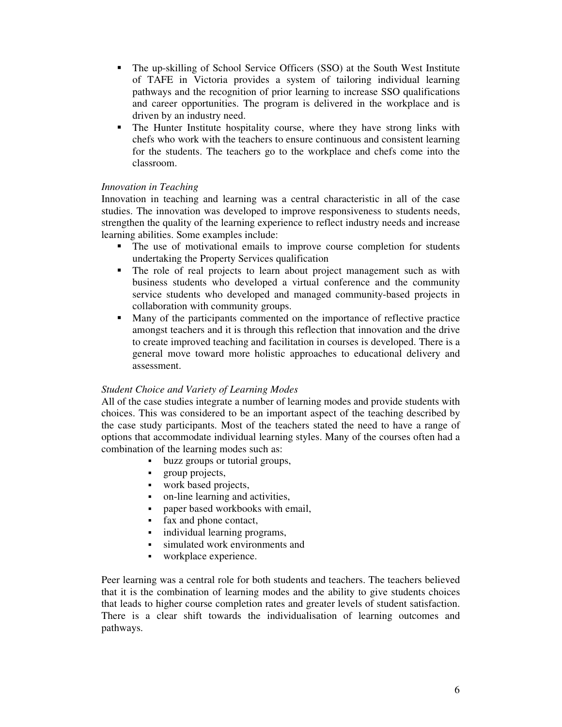- The up-skilling of School Service Officers (SSO) at the South West Institute of TAFE in Victoria provides a system of tailoring individual learning pathways and the recognition of prior learning to increase SSO qualifications and career opportunities. The program is delivered in the workplace and is driven by an industry need.
- The Hunter Institute hospitality course, where they have strong links with chefs who work with the teachers to ensure continuous and consistent learning for the students. The teachers go to the workplace and chefs come into the classroom.

*Innovation in Teaching*

Innovation in teaching and learning was a central characteristic in all of the case studies. The innovation was developed to improve responsiveness to students needs, strengthen the quality of the learning experience to reflect industry needs and increase learning abilities. Some examples include:

- The use of motivational emails to improve course completion for students undertaking the Property Services qualification
- The role of real projects to learn about project management such as with business students who developed a virtual conference and the community service students who developed and managed community-based projects in collaboration with community groups.
- Many of the participants commented on the importance of reflective practice amongst teachers and it is through this reflection that innovation and the drive to create improved teaching and facilitation in courses is developed. There is a general move toward more holistic approaches to educational delivery and assessment.

*Student Choice and Variety of Learning Modes*

All of the case studies integrate a number of learning modes and provide students with choices. This was considered to be an important aspect of the teaching described by the case study participants. Most of the teachers stated the need to have a range of options that accommodate individual learning styles. Many of the courses often had a combination of the learning modes such as:

- buzz groups or tutorial groups,
- group projects,
- work based projects,
- on-line learning and activities,
- paper based workbooks with email,
- fax and phone contact,
- individual learning programs,
- simulated work environments and
- workplace experience.

Peer learning was a central role for both students and teachers. The teachers believed that it is the combination of learning modes and the ability to give students choices that leads to higher course completion rates and greater levels of student satisfaction. There is a clear shift towards the individualisation of learning outcomes and pathways.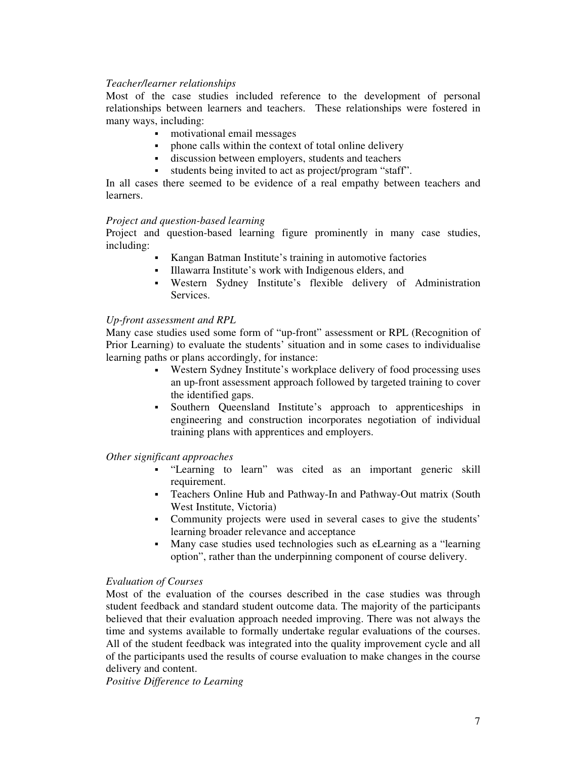*Teacher/learner relationships*

Most of the case studies included reference to the development of personal relationships between learners and teachers. These relationships were fostered in many ways, including:

- motivational email messages
- phone calls within the context of total online delivery
- discussion between employers, students and teachers
- students being invited to act as project/program "staff".

In all cases there seemed to be evidence of a real empathy between teachers and learners.

*Project and question-based learning*

Project and question-based learning figure prominently in many case studies, including:

- Kangan Batman Institute's training in automotive factories
- Illawarra Institute's work with Indigenous elders, and
- Western Sydney Institute's flexible delivery of Administration Services.

*Up-front assessment and RPL*

Many case studies used some form of "up-front" assessment or RPL (Recognition of Prior Learning) to evaluate the students' situation and in some cases to individualise learning paths or plans accordingly, for instance:

- Western Sydney Institute's workplace delivery of food processing uses an up-front assessment approach followed by targeted training to cover the identified gaps.
- Southern Queensland Institute's approach to apprenticeships in engineering and construction incorporates negotiation of individual training plans with apprentices and employers.

*Other significant approaches*

- "Learning to learn" was cited as an important generic skill requirement.
- Teachers Online Hub and Pathway-In and Pathway-Out matrix (South West Institute, Victoria)
- Community projects were used in several cases to give the students' learning broader relevance and acceptance
- Many case studies used technologies such as eLearning as a "learning option", rather than the underpinning component of course delivery.

*Evaluation of Courses*

Most of the evaluation of the courses described in the case studies was through student feedback and standard student outcome data. The majority of the participants believed that their evaluation approach needed improving. There was not always the time and systems available to formally undertake regular evaluations of the courses. All of the student feedback was integrated into the quality improvement cycle and all of the participants used the results of course evaluation to make changes in the course delivery and content.

*Positive Difference to Learning*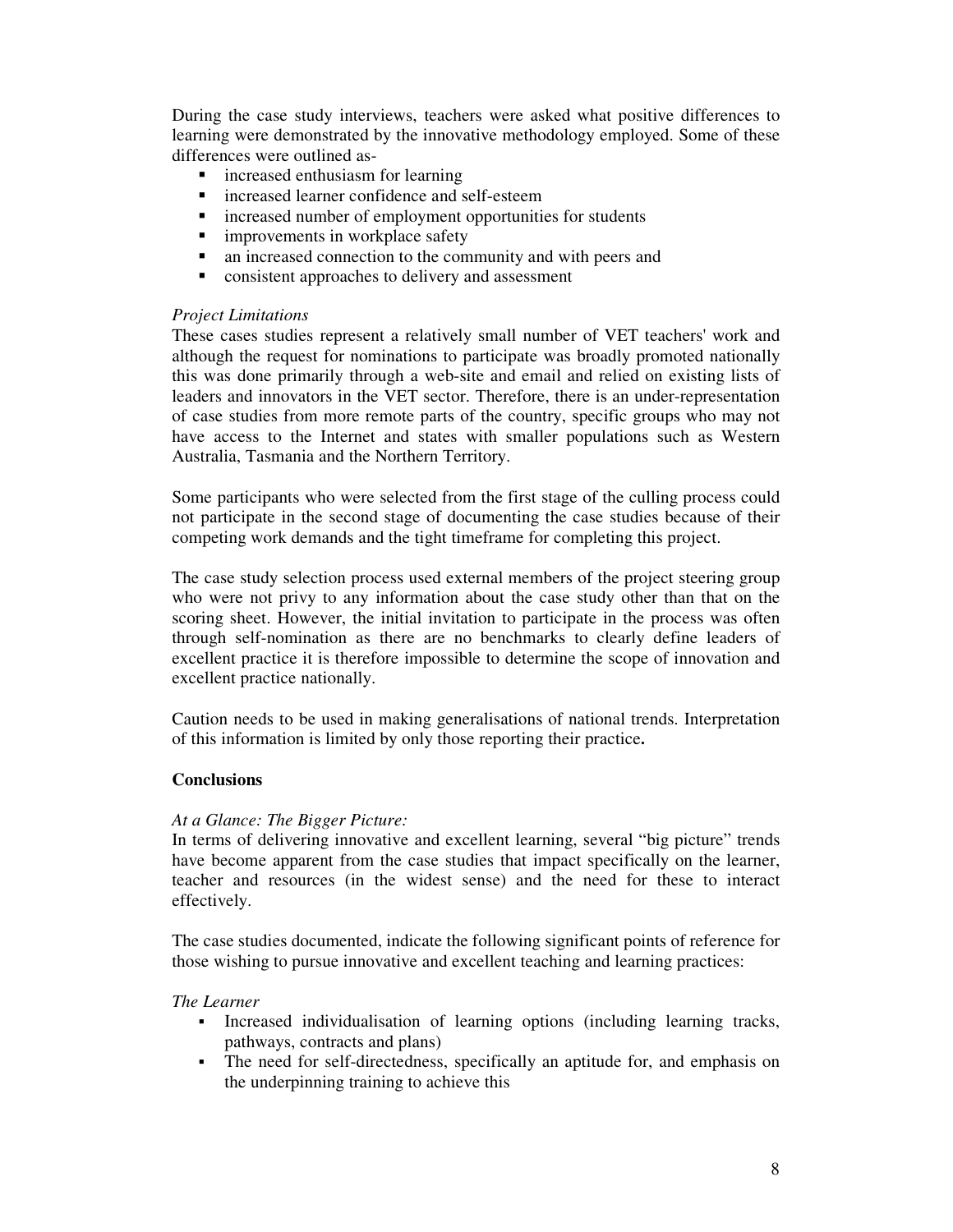During the case study interviews, teachers were asked what positive differences to learning were demonstrated by the innovative methodology employed. Some of these differences were outlined as-

- increased enthusiasm for learning
- increased learner confidence and self-esteem
- increased number of employment opportunities for students
- improvements in workplace safety
- an increased connection to the community and with peers and
- consistent approaches to delivery and assessment

*Project Limitations*

These cases studies represent a relatively small number of VET teachers' work and although the request for nominations to participate was broadly promoted nationally this was done primarily through a web-site and email and relied on existing lists of leaders and innovators in the VET sector. Therefore, there is an under-representation of case studies from more remote parts of the country, specific groups who may not have access to the Internet and states with smaller populations such as Western Australia, Tasmania and the Northern Territory.

Some participants who were selected from the first stage of the culling process could not participate in the second stage of documenting the case studies because of their competing work demands and the tight timeframe for completing this project.

The case study selection process used external members of the project steering group who were not privy to any information about the case study other than that on the scoring sheet. However, the initial invitation to participate in the process was often through self-nomination as there are no benchmarks to clearly define leaders of excellent practice it is therefore impossible to determine the scope of innovation and excellent practice nationally.

Caution needs to be used in making generalisations of national trends. Interpretation of this information is limited by only those reporting their practice**.**

## Conclusions

*At a Glance: The Bigger Picture:*

In terms of delivering innovative and excellent learning, several "big picture" trends have become apparent from the case studies that impact specifically on the learner, teacher and resources (in the widest sense) and the need for these to interact effectively.

The case studies documented, indicate the following significant points of reference for those wishing to pursue innovative and excellent teaching and learning practices:

*The Learner*

- Increased individualisation of learning options (including learning tracks, pathways, contracts and plans)
- The need for self-directedness, specifically an aptitude for, and emphasis on the underpinning training to achieve this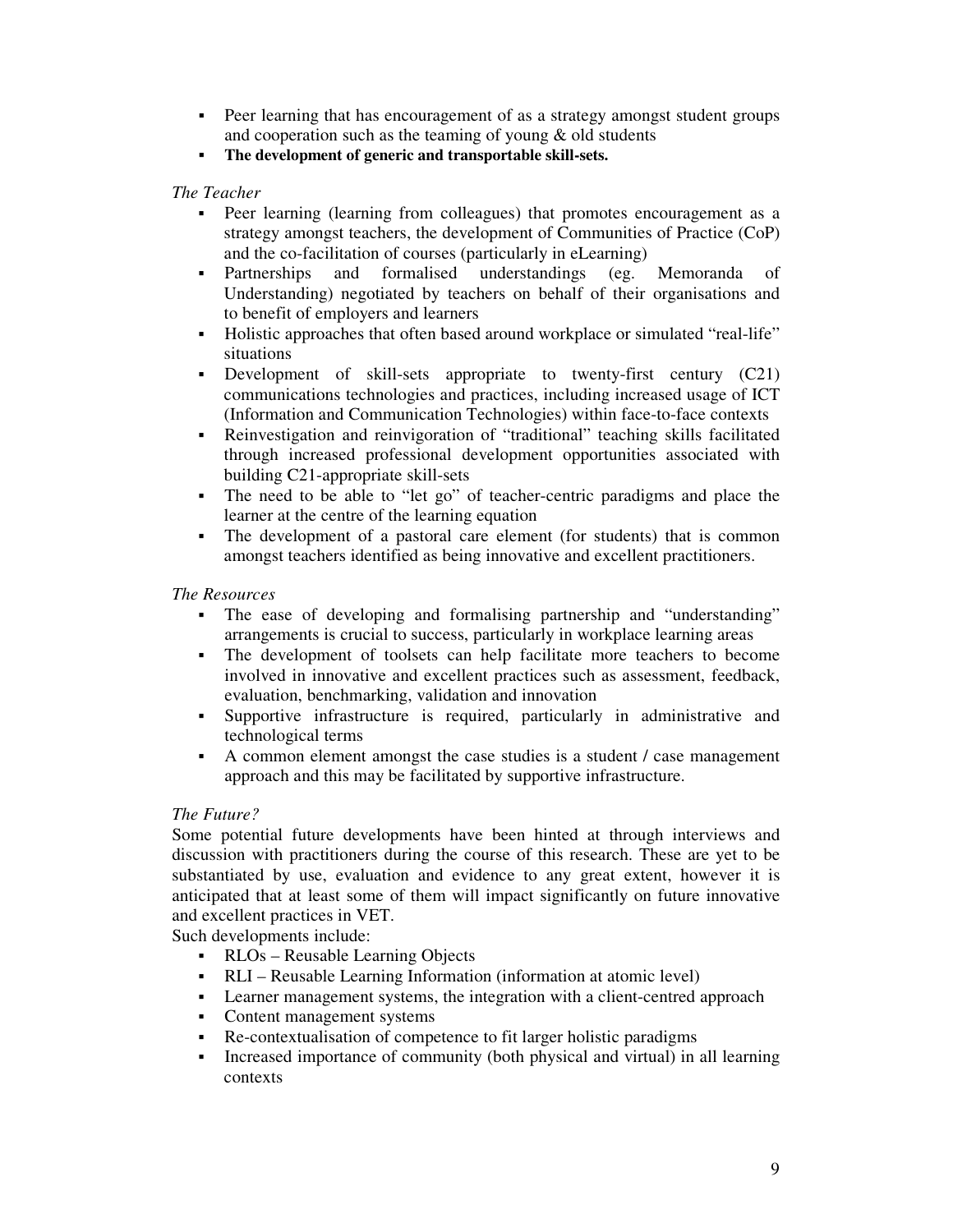- Peer learning that has encouragement of as a strategy amongst student groups and cooperation such as the teaming of young & old students
- **The development of generic and transportable skill-sets.**

*The Teacher*

- Peer learning (learning from colleagues) that promotes encouragement as a strategy amongst teachers, the development of Communities of Practice (CoP) and the co-facilitation of courses (particularly in eLearning)
- Partnerships and formalised understandings (eg. Memoranda of Understanding) negotiated by teachers on behalf of their organisations and to benefit of employers and learners
- Holistic approaches that often based around workplace or simulated "real-life" situations
- Development of skill-sets appropriate to twenty-first century (C21) communications technologies and practices, including increased usage of ICT (Information and Communication Technologies) within face-to-face contexts
- Reinvestigation and reinvigoration of "traditional" teaching skills facilitated through increased professional development opportunities associated with building C21-appropriate skill-sets
- The need to be able to "let go" of teacher-centric paradigms and place the learner at the centre of the learning equation
- The development of a pastoral care element (for students) that is common amongst teachers identified as being innovative and excellent practitioners.

*The Resources*

- The ease of developing and formalising partnership and "understanding" arrangements is crucial to success, particularly in workplace learning areas
- The development of toolsets can help facilitate more teachers to become involved in innovative and excellent practices such as assessment, feedback, evaluation, benchmarking, validation and innovation
- Supportive infrastructure is required, particularly in administrative and technological terms
- A common element amongst the case studies is a student / case management approach and this may be facilitated by supportive infrastructure.

*The Future?*

Some potential future developments have been hinted at through interviews and discussion with practitioners during the course of this research. These are yet to be substantiated by use, evaluation and evidence to any great extent, however it is anticipated that at least some of them will impact significantly on future innovative and excellent practices in VET.

Such developments include:

- RLOs – Reusable Learning Objects
- RLI – Reusable Learning Information (information at atomic level)
- Learner management systems, the integration with a client-centred approach
- Content management systems
- Re-contextualisation of competence to fit larger holistic paradigms
- Increased importance of community (both physical and virtual) in all learning contexts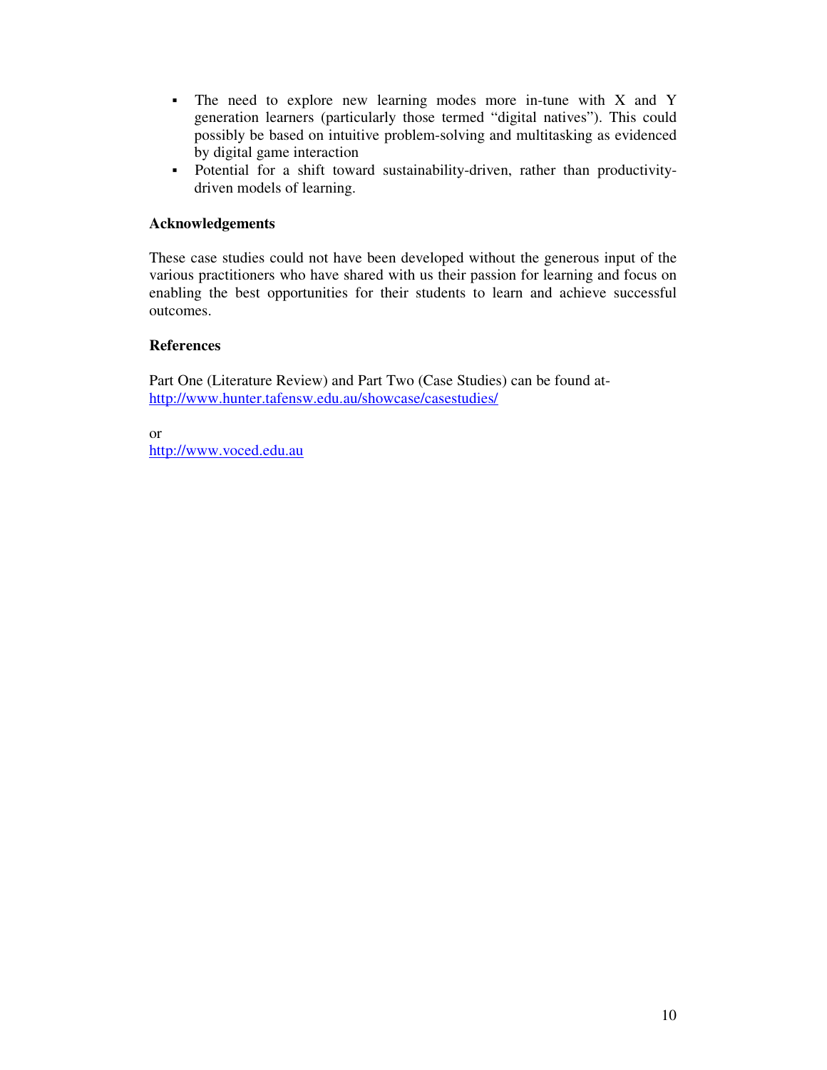- The need to explore new learning modes more in-tune with X and Y generation learners (particularly those termed "digital natives"). This could possibly be based on intuitive problem-solving and multitasking as evidenced by digital game interaction
- Potential for a shift toward sustainability-driven, rather than productivity-driven models of learning.

**Acknowledgements**

These case studies could not have been developed without the generous input of the various practitioners who have shared with us their passion for learning and focus on enabling the best opportunities for their students to learn and achieve successful outcomes.

**References**

Part One (Literature Review) and Part Two (Case Studies) can be found at- http://www.hunter.tafensw.edu.au/showcase/casestudies/

or
http://www.voced.edu.au